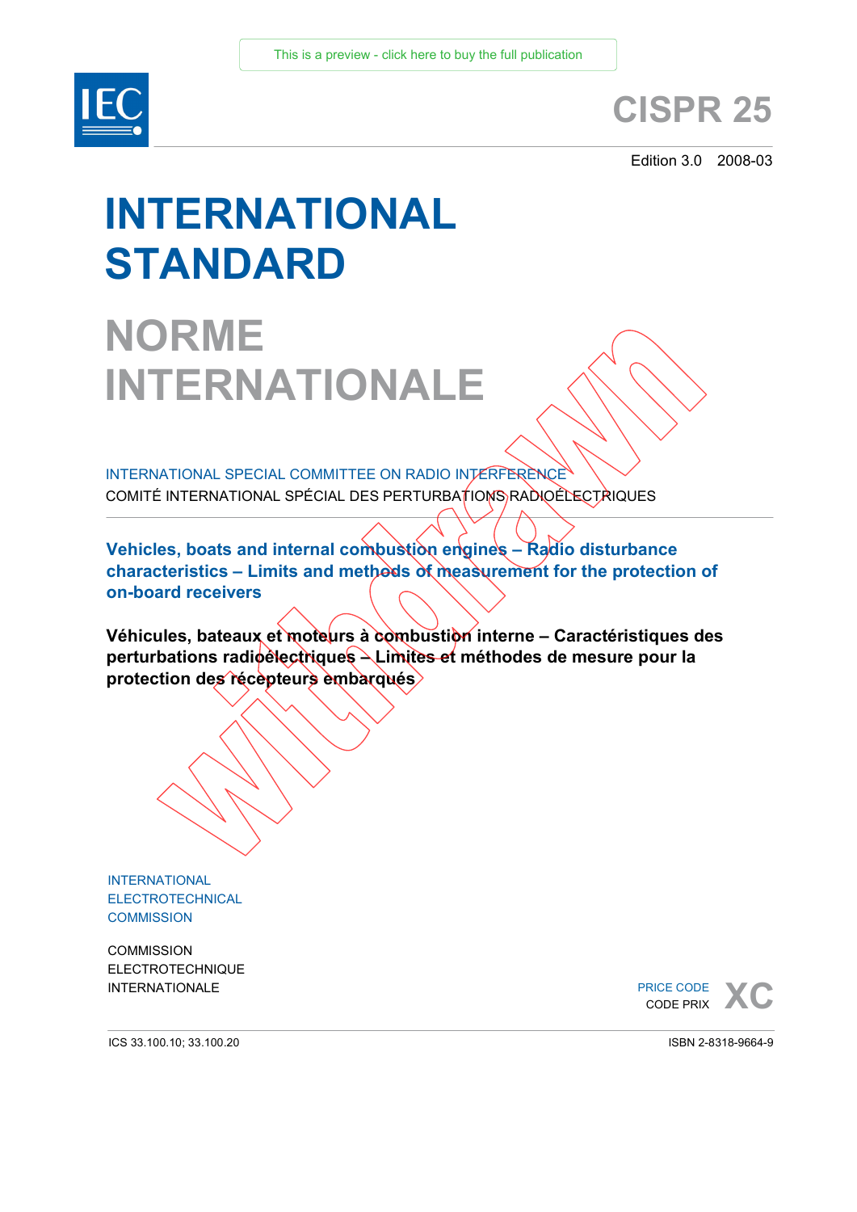This is a preview - click here to buy the full publication

# CISPR 25

Edition 3.0 2008-03

# INTERNATIONAL STANDARD

# NORME INTERNATIONALE

Withdrawn

INTERNATIONAL SPECIAL COMMITTEE ON RADIO INTERFERENCE

COMITÉ INTERNATIONAL SPÉCIAL DES PERTURBATIONS RADIOÉLECTRIQUES

## Vehicles, boats and internal combustion engines – Radio disturbance characteristics – Limits and methods of measurement for the protection of on-board receivers

## Véhicules, bateaux et moteurs à combustion interne – Caractéristiques des perturbations radioélectriques – Limites et méthodes de mesure pour la protection des récepteurs embarqués

INTERNATIONAL ELECTROTECHNICAL COMMISSION

COMMISSION ELECTROTECHNIQUE INTERNATIONALE

PRICE CODE
CODE PRIX **XC**

ICS 33.100.10; 33.100.20

ISBN 2-8318-9664-9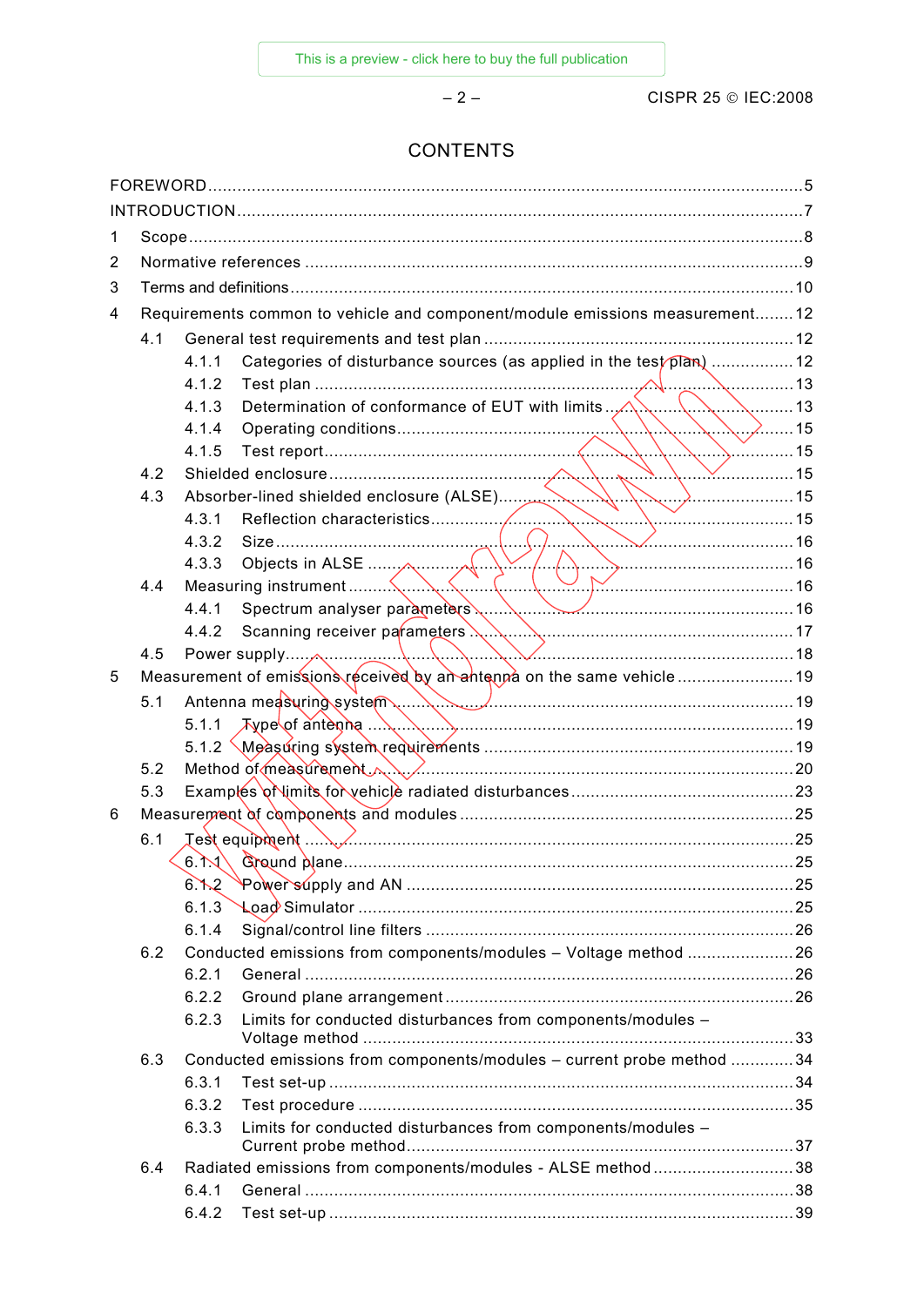# CONTENTS

FOREWORD .......................................................................................................................... 5

INTRODUCTION .................................................................................................................... 7

1 Scope .............................................................................................................................. 8

2 Normative references ...................................................................................................... 9

3 Terms and definitions ..................................................................................................... 10

4 Requirements common to vehicle and component/module emissions measurement ........ 12

4.1 General test requirements and test plan ................................................................ 12

4.1.1 Categories of disturbance sources (as applied in the test plan) ................. 12

4.1.2 Test plan ...................................................................................................... 13

4.1.3 Determination of conformance of EUT with limits ........................................ 13

4.1.4 Operating conditions ..................................................................................... 15

4.1.5 Test report .................................................................................................... 15

4.2 Shielded enclosure ................................................................................................. 15

4.3 Absorber-lined shielded enclosure (ALSE) ............................................................. 15

4.3.1 Reflection characteristics ............................................................................. 15

4.3.2 Size ............................................................................................................... 16

4.3.3 Objects in ALSE ........................................................................................... 16

4.4 Measuring instrument ............................................................................................. 16

4.4.1 Spectrum analyser parameters ..................................................................... 16

4.4.2 Scanning receiver parameters ...................................................................... 17

4.5 Power supply .......................................................................................................... 18

5 Measurement of emissions received by an antenna on the same vehicle ....................... 19

5.1 Antenna measuring system .................................................................................... 19

5.1.1 Type of antenna ............................................................................................ 19

5.1.2 Measuring system requirements ................................................................... 19

5.2 Method of measurement ......................................................................................... 20

5.3 Examples of limits for vehicle radiated disturbances .............................................. 23

6 Measurement of components and modules ..................................................................... 25

6.1 Test equipment ....................................................................................................... 25

6.1.1 Ground plane ................................................................................................. 25

6.1.2 Power supply and AN .................................................................................... 25

6.1.3 Load Simulator .............................................................................................. 25

6.1.4 Signal/control line filters ................................................................................ 26

6.2 Conducted emissions from components/modules – Voltage method ...................... 26

6.2.1 General .......................................................................................................... 26

6.2.2 Ground plane arrangement ............................................................................ 26

6.2.3 Limits for conducted disturbances from components/modules – Voltage method ...... 33

6.3 Conducted emissions from components/modules – current probe method ............. 34

6.3.1 Test set-up ..................................................................................................... 34

6.3.2 Test procedure .............................................................................................. 35

6.3.3 Limits for conducted disturbances from components/modules – Current probe method ...... 37

6.4 Radiated emissions from components/modules - ALSE method ............................. 38

6.4.1 General .......................................................................................................... 38

6.4.2 Test set-up ..................................................................................................... 39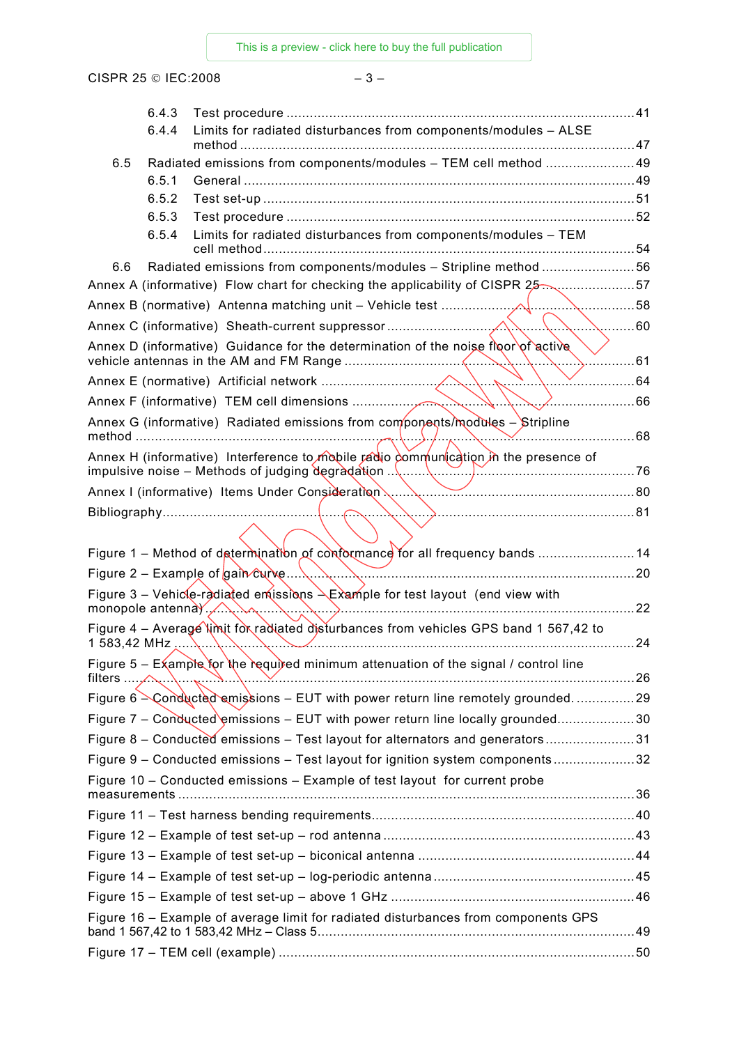6.4.3 Test procedure ........................................................................................41

6.4.4 Limits for radiated disturbances from components/modules – ALSE method ...........................................................................................................47

6.5 Radiated emissions from components/modules – TEM cell method .......................49

6.5.1 General ....................................................................................................49

6.5.2 Test set-up ...............................................................................................51

6.5.3 Test procedure ........................................................................................52

6.5.4 Limits for radiated disturbances from components/modules – TEM cell method ...............................................................................................54

6.6 Radiated emissions from components/modules – Stripline method ........................56

Annex A (informative) Flow chart for checking the applicability of CISPR 25 .......................57

Annex B (normative) Antenna matching unit – Vehicle test ..................................................58

Annex C (informative) Sheath-current suppressor ...............................................................60

Annex D (informative) Guidance for the determination of the noise floor of active vehicle antennas in the AM and FM Range .............................................................................61

Annex E (normative) Artificial network .................................................................................64

Annex F (informative) TEM cell dimensions .........................................................................66

Annex G (informative) Radiated emissions from components/modules – Stripline method ................................................................................................................................68

Annex H (informative) Interference to mobile radio communication in the presence of impulsive noise – Methods of judging degradation .................................................................76

Annex I (informative) Items Under Consideration .................................................................80

Bibliography..........................................................................................................................81

Figure 1 – Method of determination of conformance for all frequency bands .........................14

Figure 2 – Example of gain curve...........................................................................................20

Figure 3 – Vehicle-radiated emissions – Example for test layout (end view with monopole antenna) ...................................................................................................................22

Figure 4 – Average limit for radiated disturbances from vehicles GPS band 1 567,42 to 1 583,42 MHz .......................................................................................................................24

Figure 5 – Example for the required minimum attenuation of the signal / control line filters ......................................................................................................................................26

Figure 6 – Conducted emissions – EUT with power return line remotely grounded. ...............29

Figure 7 – Conducted emissions – EUT with power return line locally grounded....................30

Figure 8 – Conducted emissions – Test layout for alternators and generators .......................31

Figure 9 – Conducted emissions – Test layout for ignition system components .....................32

Figure 10 – Conducted emissions – Example of test layout for current probe measurements ......................................................................................................................36

Figure 11 – Test harness bending requirements....................................................................40

Figure 12 – Example of test set-up – rod antenna .................................................................43

Figure 13 – Example of test set-up – biconical antenna ........................................................44

Figure 14 – Example of test set-up – log-periodic antenna ....................................................45

Figure 15 – Example of test set-up – above 1 GHz ...............................................................46

Figure 16 – Example of average limit for radiated disturbances from components GPS band 1 567,42 to 1 583,42 MHz – Class 5..............................................................................49

Figure 17 – TEM cell (example) ............................................................................................50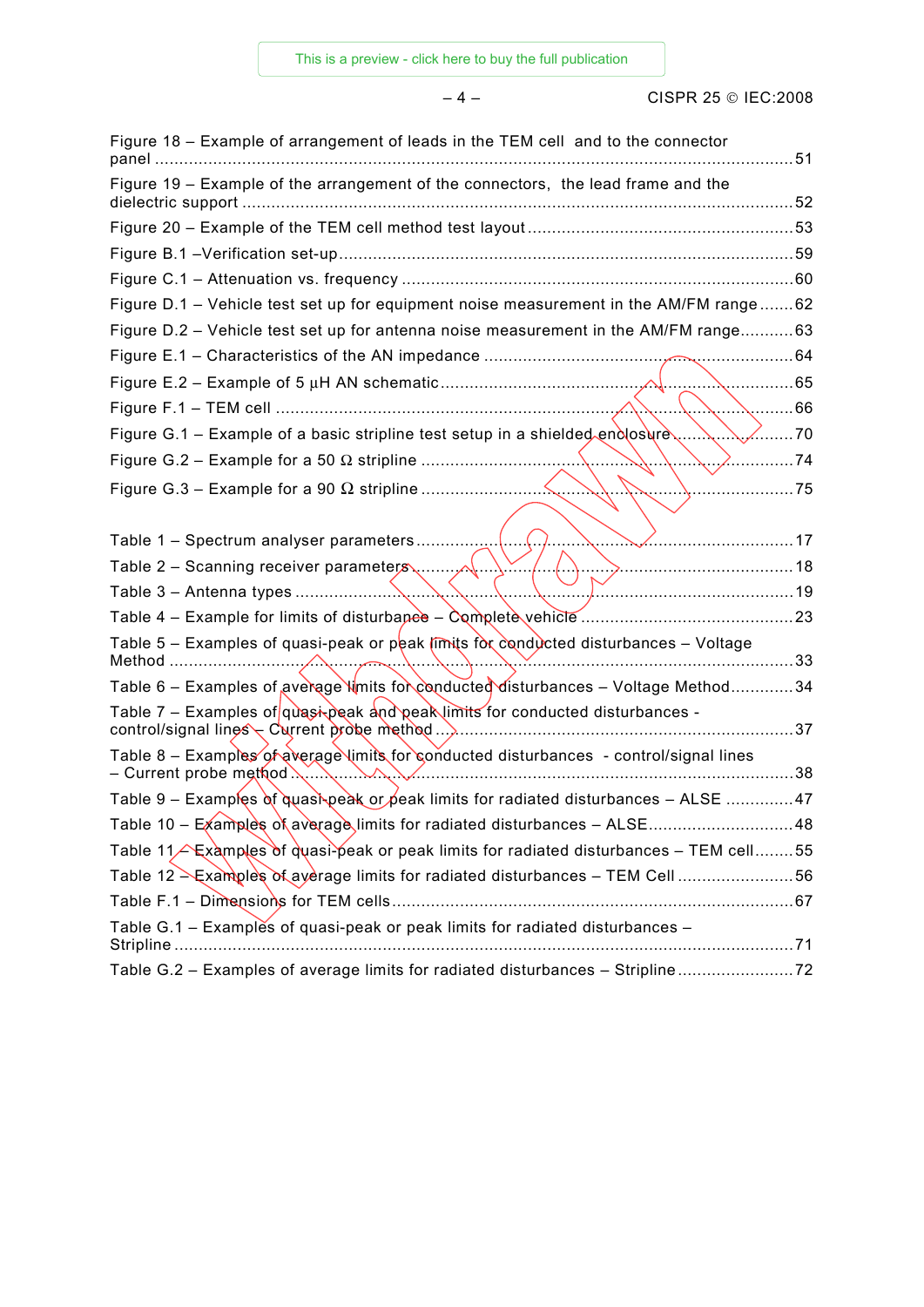Figure 18 – Example of arrangement of leads in the TEM cell and to the connector panel .......51

Figure 19 – Example of the arrangement of the connectors, the lead frame and the dielectric support .......52

Figure 20 – Example of the TEM cell method test layout .......53

Figure B.1 –Verification set-up .......59

Figure C.1 – Attenuation vs. frequency .......60

Figure D.1 – Vehicle test set up for equipment noise measurement in the AM/FM range .......62

Figure D.2 – Vehicle test set up for antenna noise measurement in the AM/FM range .......63

Figure E.1 – Characteristics of the AN impedance .......64

Figure E.2 – Example of 5 µH AN schematic .......65

Figure F.1 – TEM cell .......66

Figure G.1 – Example of a basic stripline test setup in a shielded enclosure .......70

Figure G.2 – Example for a 50 Ω stripline .......74

Figure G.3 – Example for a 90 Ω stripline .......75

Table 1 – Spectrum analyser parameters .......17

Table 2 – Scanning receiver parameters .......18

Table 3 – Antenna types .......19

Table 4 – Example for limits of disturbance – Complete vehicle .......23

Table 5 – Examples of quasi-peak or peak limits for conducted disturbances – Voltage Method .......33

Table 6 – Examples of average limits for conducted disturbances – Voltage Method .......34

Table 7 – Examples of quasi-peak and peak limits for conducted disturbances - control/signal lines – Current probe method .......37

Table 8 – Examples of average limits for conducted disturbances - control/signal lines – Current probe method .......38

Table 9 – Examples of quasi-peak or peak limits for radiated disturbances – ALSE .......47

Table 10 – Examples of average limits for radiated disturbances – ALSE .......48

Table 11 – Examples of quasi-peak or peak limits for radiated disturbances – TEM cell .......55

Table 12 – Examples of average limits for radiated disturbances – TEM Cell .......56

Table F.1 – Dimensions for TEM cells .......67

Table G.1 – Examples of quasi-peak or peak limits for radiated disturbances – Stripline .......71

Table G.2 – Examples of average limits for radiated disturbances – Stripline .......72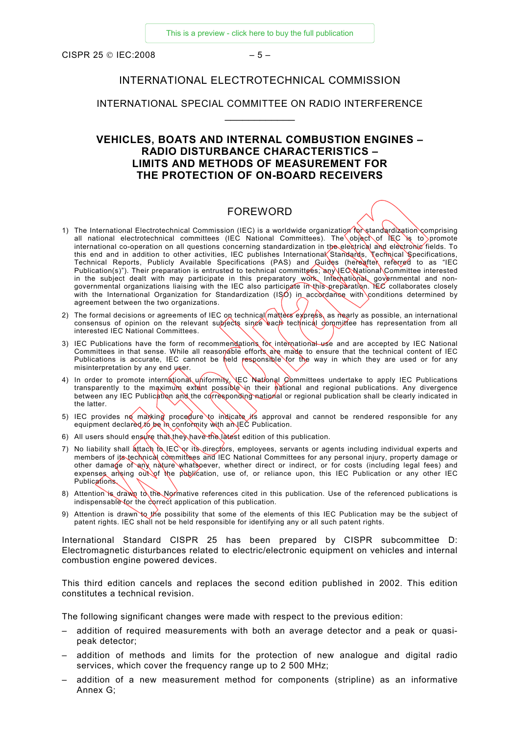INTERNATIONAL ELECTROTECHNICAL COMMISSION

INTERNATIONAL SPECIAL COMMITTEE ON RADIO INTERFERENCE

\_\_\_\_\_\_\_\_\_\_\_\_

# VEHICLES, BOATS AND INTERNAL COMBUSTION ENGINES – RADIO DISTURBANCE CHARACTERISTICS – LIMITS AND METHODS OF MEASUREMENT FOR THE PROTECTION OF ON-BOARD RECEIVERS

## FOREWORD

1) The International Electrotechnical Commission (IEC) is a worldwide organization for standardization comprising all national electrotechnical committees (IEC National Committees). The object of IEC is to promote international co-operation on all questions concerning standardization in the electrical and electronic fields. To this end and in addition to other activities, IEC publishes International Standards, Technical Specifications, Technical Reports, Publicly Available Specifications (PAS) and Guides (hereafter referred to as "IEC Publication(s)"). Their preparation is entrusted to technical committees; any IEC National Committee interested in the subject dealt with may participate in this preparatory work. International, governmental and non-governmental organizations liaising with the IEC also participate in this preparation. IEC collaborates closely with the International Organization for Standardization (ISO) in accordance with conditions determined by agreement between the two organizations.
2) The formal decisions or agreements of IEC on technical matters express, as nearly as possible, an international consensus of opinion on the relevant subjects since each technical committee has representation from all interested IEC National Committees.
3) IEC Publications have the form of recommendations for international use and are accepted by IEC National Committees in that sense. While all reasonable efforts are made to ensure that the technical content of IEC Publications is accurate, IEC cannot be held responsible for the way in which they are used or for any misinterpretation by any end user.
4) In order to promote international uniformity, IEC National Committees undertake to apply IEC Publications transparently to the maximum extent possible in their national and regional publications. Any divergence between any IEC Publication and the corresponding national or regional publication shall be clearly indicated in the latter.
5) IEC provides no marking procedure to indicate its approval and cannot be rendered responsible for any equipment declared to be in conformity with an IEC Publication.
6) All users should ensure that they have the latest edition of this publication.
7) No liability shall attach to IEC or its directors, employees, servants or agents including individual experts and members of its technical committees and IEC National Committees for any personal injury, property damage or other damage of any nature whatsoever, whether direct or indirect, or for costs (including legal fees) and expenses arising out of the publication, use of, or reliance upon, this IEC Publication or any other IEC Publications.
8) Attention is drawn to the Normative references cited in this publication. Use of the referenced publications is indispensable for the correct application of this publication.
9) Attention is drawn to the possibility that some of the elements of this IEC Publication may be the subject of patent rights. IEC shall not be held responsible for identifying any or all such patent rights.

International Standard CISPR 25 has been prepared by CISPR subcommittee D: Electromagnetic disturbances related to electric/electronic equipment on vehicles and internal combustion engine powered devices.

This third edition cancels and replaces the second edition published in 2002. This edition constitutes a technical revision.

The following significant changes were made with respect to the previous edition:

– addition of required measurements with both an average detector and a peak or quasi-peak detector;
– addition of methods and limits for the protection of new analogue and digital radio services, which cover the frequency range up to 2 500 MHz;
– addition of a new measurement method for components (stripline) as an informative Annex G;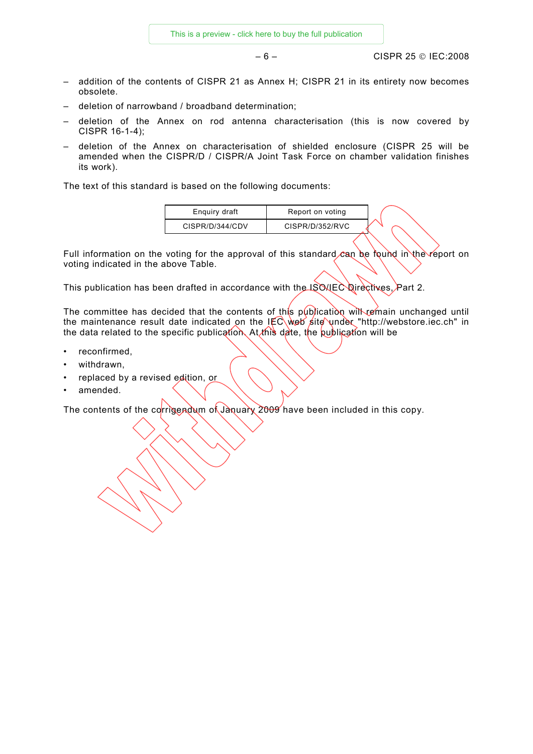– addition of the contents of CISPR 21 as Annex H; CISPR 21 in its entirety now becomes obsolete.
– deletion of narrowband / broadband determination;
– deletion of the Annex on rod antenna characterisation (this is now covered by CISPR 16-1-4);
– deletion of the Annex on characterisation of shielded enclosure (CISPR 25 will be amended when the CISPR/D / CISPR/A Joint Task Force on chamber validation finishes its work).

The text of this standard is based on the following documents:

| Enquiry draft | Report on voting |
|---|---|
| CISPR/D/344/CDV | CISPR/D/352/RVC |

Full information on the voting for the approval of this standard can be found in the report on voting indicated in the above Table.

This publication has been drafted in accordance with the ISO/IEC Directives, Part 2.

The committee has decided that the contents of this publication will remain unchanged until the maintenance result date indicated on the IEC web site under "http://webstore.iec.ch" in the data related to the specific publication. At this date, the publication will be

- reconfirmed,
- withdrawn,
- replaced by a revised edition, or
- amended.

The contents of the corrigendum of January 2009 have been included in this copy.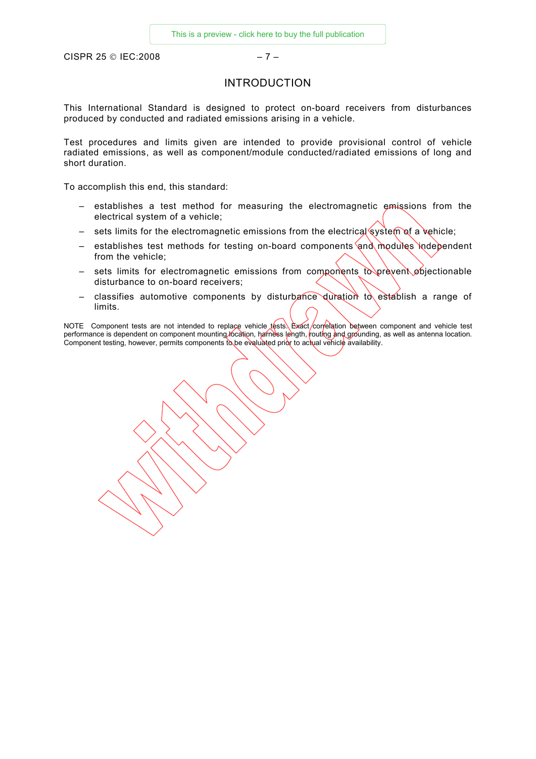# INTRODUCTION

This International Standard is designed to protect on-board receivers from disturbances produced by conducted and radiated emissions arising in a vehicle.

Test procedures and limits given are intended to provide provisional control of vehicle radiated emissions, as well as component/module conducted/radiated emissions of long and short duration.

To accomplish this end, this standard:

– establishes a test method for measuring the electromagnetic emissions from the electrical system of a vehicle;
– sets limits for the electromagnetic emissions from the electrical system of a vehicle;
– establishes test methods for testing on-board components and modules independent from the vehicle;
– sets limits for electromagnetic emissions from components to prevent objectionable disturbance to on-board receivers;
– classifies automotive components by disturbance duration to establish a range of limits.

NOTE Component tests are not intended to replace vehicle tests. Exact correlation between component and vehicle test performance is dependent on component mounting location, harness length, routing and grounding, as well as antenna location. Component testing, however, permits components to be evaluated prior to actual vehicle availability.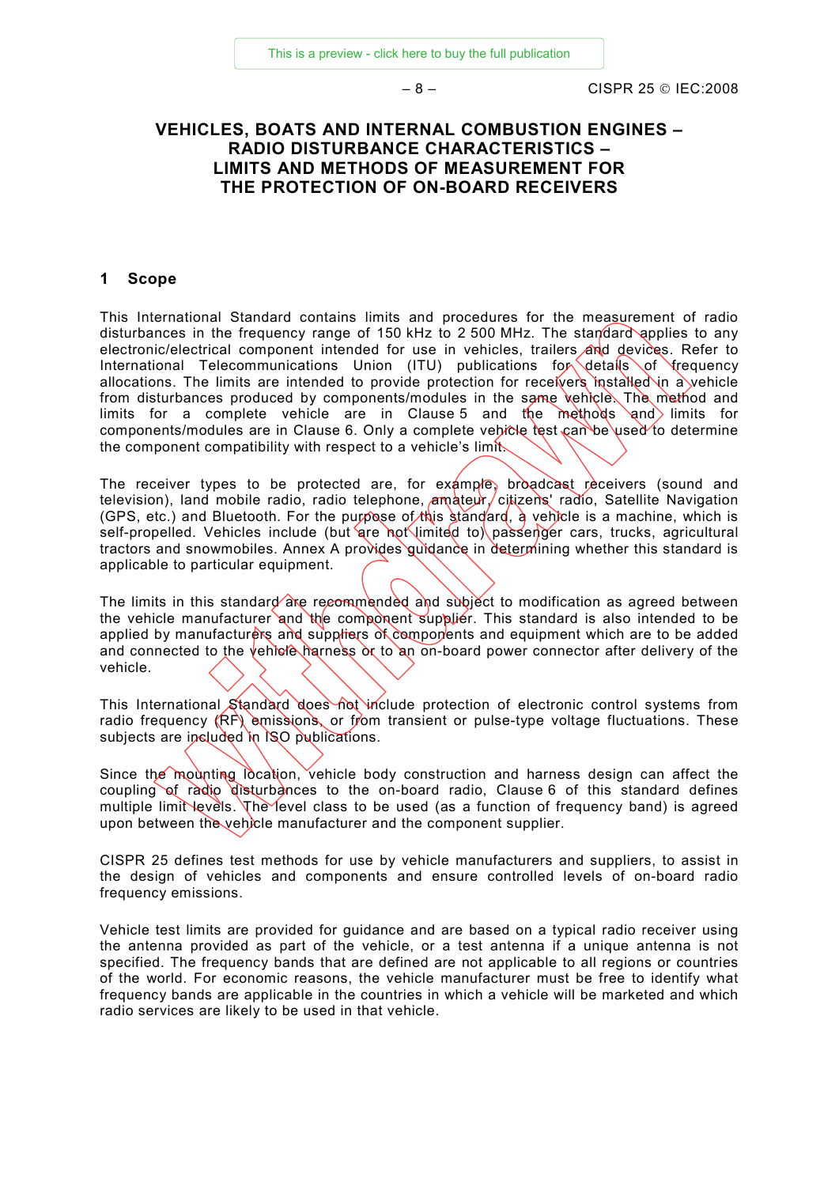# VEHICLES, BOATS AND INTERNAL COMBUSTION ENGINES – RADIO DISTURBANCE CHARACTERISTICS – LIMITS AND METHODS OF MEASUREMENT FOR THE PROTECTION OF ON-BOARD RECEIVERS

## 1 Scope

This International Standard contains limits and procedures for the measurement of radio disturbances in the frequency range of 150 kHz to 2 500 MHz. The standard applies to any electronic/electrical component intended for use in vehicles, trailers and devices. Refer to International Telecommunications Union (ITU) publications for details of frequency allocations. The limits are intended to provide protection for receivers installed in a vehicle from disturbances produced by components/modules in the same vehicle. The method and limits for a complete vehicle are in Clause 5 and the methods and limits for components/modules are in Clause 6. Only a complete vehicle test can be used to determine the component compatibility with respect to a vehicle's limit.

The receiver types to be protected are, for example, broadcast receivers (sound and television), land mobile radio, radio telephone, amateur, citizens' radio, Satellite Navigation (GPS, etc.) and Bluetooth. For the purpose of this standard, a vehicle is a machine, which is self-propelled. Vehicles include (but are not limited to) passenger cars, trucks, agricultural tractors and snowmobiles. Annex A provides guidance in determining whether this standard is applicable to particular equipment.

The limits in this standard are recommended and subject to modification as agreed between the vehicle manufacturer and the component supplier. This standard is also intended to be applied by manufacturers and suppliers of components and equipment which are to be added and connected to the vehicle harness or to an on-board power connector after delivery of the vehicle.

This International Standard does not include protection of electronic control systems from radio frequency (RF) emissions, or from transient or pulse-type voltage fluctuations. These subjects are included in ISO publications.

Since the mounting location, vehicle body construction and harness design can affect the coupling of radio disturbances to the on-board radio, Clause 6 of this standard defines multiple limit levels. The level class to be used (as a function of frequency band) is agreed upon between the vehicle manufacturer and the component supplier.

CISPR 25 defines test methods for use by vehicle manufacturers and suppliers, to assist in the design of vehicles and components and ensure controlled levels of on-board radio frequency emissions.

Vehicle test limits are provided for guidance and are based on a typical radio receiver using the antenna provided as part of the vehicle, or a test antenna if a unique antenna is not specified. The frequency bands that are defined are not applicable to all regions or countries of the world. For economic reasons, the vehicle manufacturer must be free to identify what frequency bands are applicable in the countries in which a vehicle will be marketed and which radio services are likely to be used in that vehicle.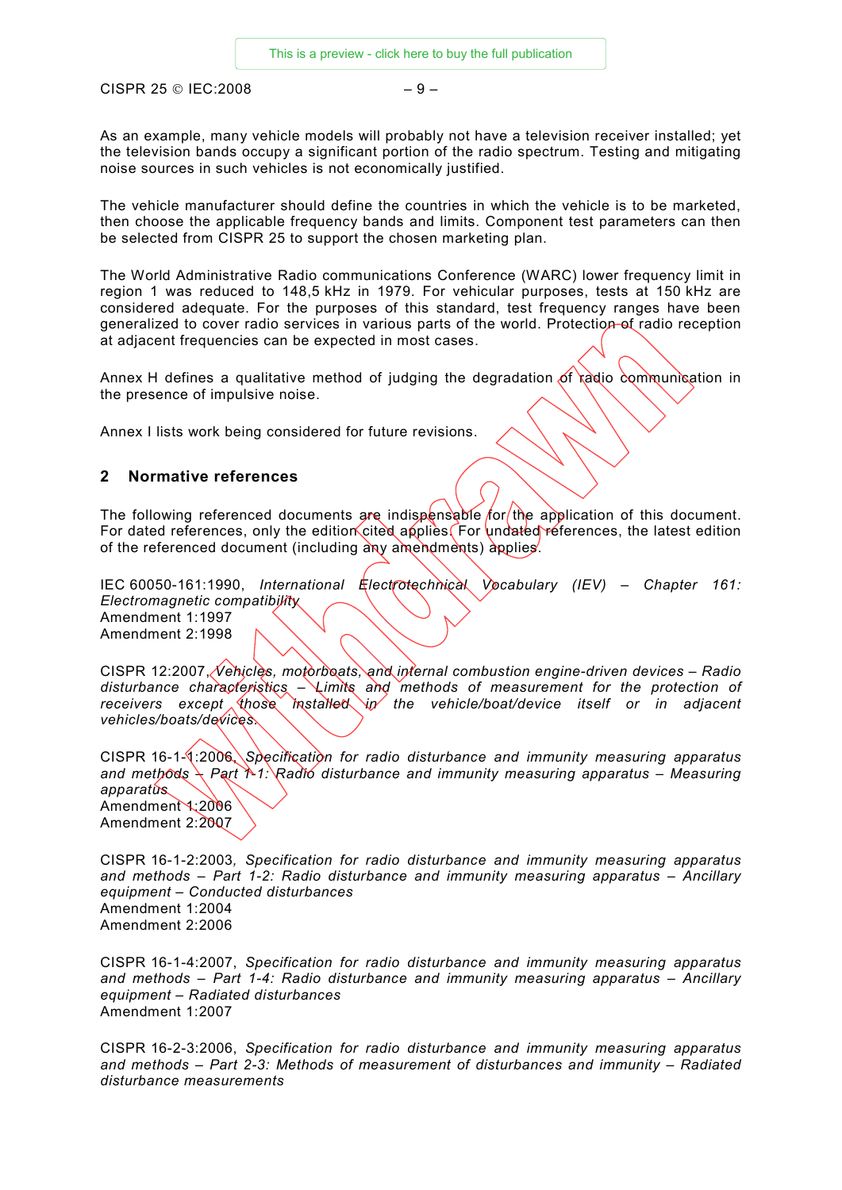As an example, many vehicle models will probably not have a television receiver installed; yet the television bands occupy a significant portion of the radio spectrum. Testing and mitigating noise sources in such vehicles is not economically justified.

The vehicle manufacturer should define the countries in which the vehicle is to be marketed, then choose the applicable frequency bands and limits. Component test parameters can then be selected from CISPR 25 to support the chosen marketing plan.

The World Administrative Radio communications Conference (WARC) lower frequency limit in region 1 was reduced to 148,5 kHz in 1979. For vehicular purposes, tests at 150 kHz are considered adequate. For the purposes of this standard, test frequency ranges have been generalized to cover radio services in various parts of the world. Protection of radio reception at adjacent frequencies can be expected in most cases.

Annex H defines a qualitative method of judging the degradation of radio communication in the presence of impulsive noise.

Annex I lists work being considered for future revisions.

## 2 Normative references

The following referenced documents are indispensable for the application of this document. For dated references, only the edition cited applies. For undated references, the latest edition of the referenced document (including any amendments) applies.

IEC 60050-161:1990, *International Electrotechnical Vocabulary (IEV) – Chapter 161: Electromagnetic compatibility*
Amendment 1:1997
Amendment 2:1998

CISPR 12:2007, *Vehicles, motorboats, and internal combustion engine-driven devices – Radio disturbance characteristics – Limits and methods of measurement for the protection of receivers except those installed in the vehicle/boat/device itself or in adjacent vehicles/boats/devices.*

CISPR 16-1-1:2006, *Specification for radio disturbance and immunity measuring apparatus and methods – Part 1-1: Radio disturbance and immunity measuring apparatus – Measuring apparatus*
Amendment 1:2006
Amendment 2:2007

CISPR 16-1-2:2003, *Specification for radio disturbance and immunity measuring apparatus and methods – Part 1-2: Radio disturbance and immunity measuring apparatus – Ancillary equipment – Conducted disturbances*
Amendment 1:2004
Amendment 2:2006

CISPR 16-1-4:2007, *Specification for radio disturbance and immunity measuring apparatus and methods – Part 1-4: Radio disturbance and immunity measuring apparatus – Ancillary equipment – Radiated disturbances*
Amendment 1:2007

CISPR 16-2-3:2006, *Specification for radio disturbance and immunity measuring apparatus and methods – Part 2-3: Methods of measurement of disturbances and immunity – Radiated disturbance measurements*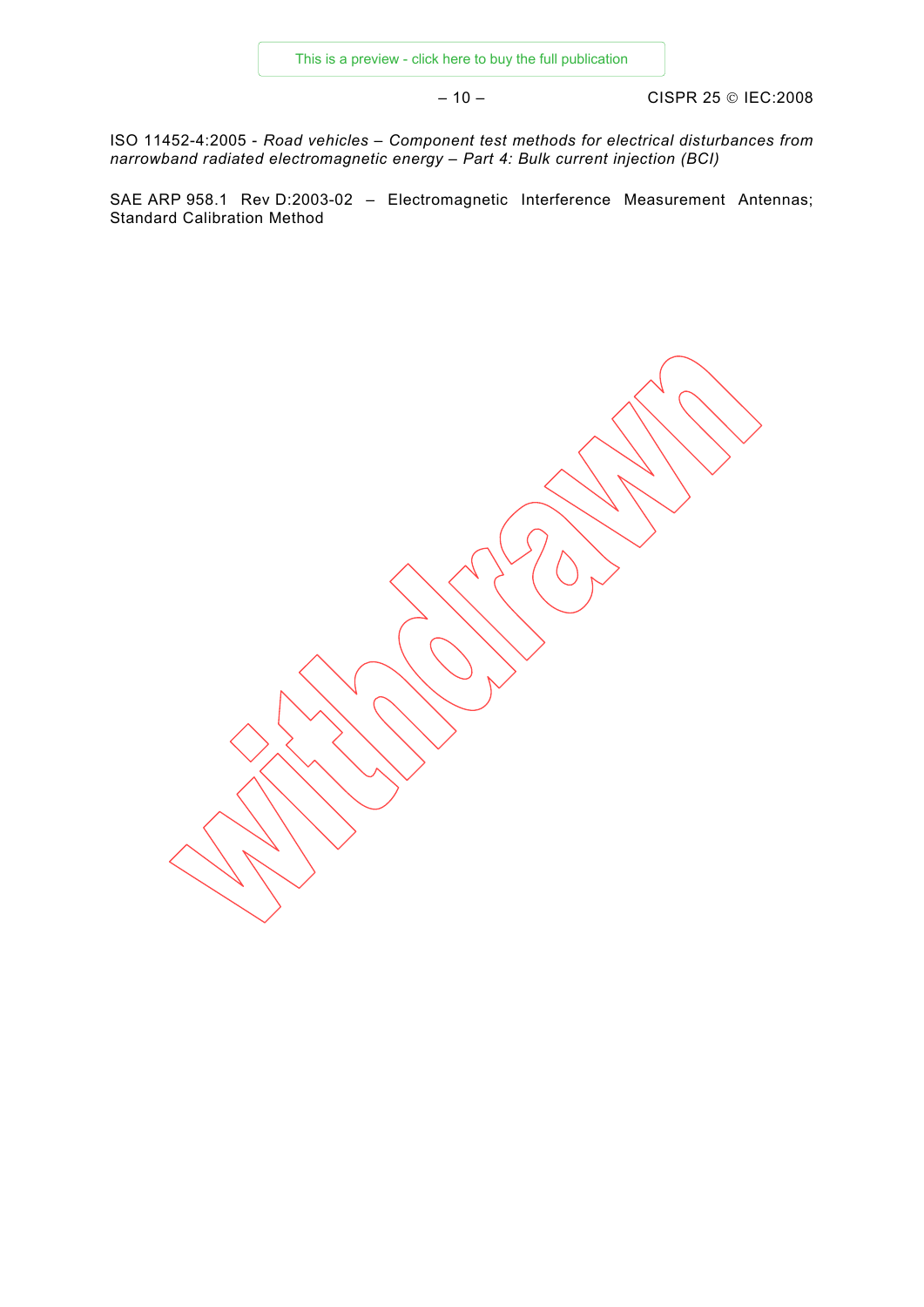ISO 11452-4:2005 - *Road vehicles – Component test methods for electrical disturbances from narrowband radiated electromagnetic energy – Part 4: Bulk current injection (BCI)*

SAE ARP 958.1 Rev D:2003-02 – Electromagnetic Interference Measurement Antennas; Standard Calibration Method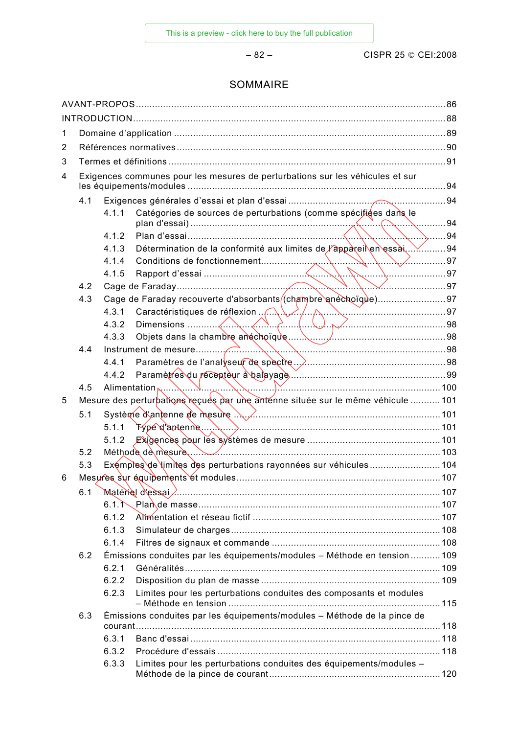# SOMMAIRE

AVANT-PROPOS ........ 86
INTRODUCTION ........ 88
1 Domaine d'application ........ 89
2 Références normatives ........ 90
3 Termes et définitions ........ 91
4 Exigences communes pour les mesures de perturbations sur les véhicules et sur les équipements/modules ........ 94
  4.1 Exigences générales d'essai et plan d'essai ........ 94
    4.1.1 Catégories de sources de perturbations (comme spécifiées dans le plan d'essai) ........ 94
    4.1.2 Plan d'essai ........ 94
    4.1.3 Détermination de la conformité aux limites de l'appareil en essai ........ 94
    4.1.4 Conditions de fonctionnement ........ 97
    4.1.5 Rapport d'essai ........ 97
  4.2 Cage de Faraday ........ 97
  4.3 Cage de Faraday recouverte d'absorbants (chambre anéchoïque) ........ 97
    4.3.1 Caractéristiques de réflexion ........ 97
    4.3.2 Dimensions ........ 98
    4.3.3 Objets dans la chambre anéchoïque ........ 98
  4.4 Instrument de mesure ........ 98
    4.4.1 Paramètres de l'analyseur de spectre ........ 98
    4.4.2 Paramètres du récepteur à balayage ........ 99
  4.5 Alimentation ........ 100
5 Mesure des perturbations reçues par une antenne située sur le même véhicule ........ 101
  5.1 Système d'antenne de mesure ........ 101
    5.1.1 Type d'antenne ........ 101
    5.1.2 Exigences pour les systèmes de mesure ........ 101
  5.2 Méthode de mesure ........ 103
  5.3 Exemples de limites des perturbations rayonnées sur véhicules ........ 104
6 Mesures sur équipements et modules ........ 107
  6.1 Matériel d'essai ........ 107
    6.1.1 Plan de masse ........ 107
    6.1.2 Alimentation et réseau fictif ........ 107
    6.1.3 Simulateur de charges ........ 108
    6.1.4 Filtres de signaux et commande ........ 108
  6.2 Émissions conduites par les équipements/modules – Méthode en tension ........ 109
    6.2.1 Généralités ........ 109
    6.2.2 Disposition du plan de masse ........ 109
    6.2.3 Limites pour les perturbations conduites des composants et modules – Méthode en tension ........ 115
  6.3 Émissions conduites par les équipements/modules – Méthode de la pince de courant ........ 118
    6.3.1 Banc d'essai ........ 118
    6.3.2 Procédure d'essais ........ 118
    6.3.3 Limites pour les perturbations conduites des équipements/modules – Méthode de la pince de courant ........ 120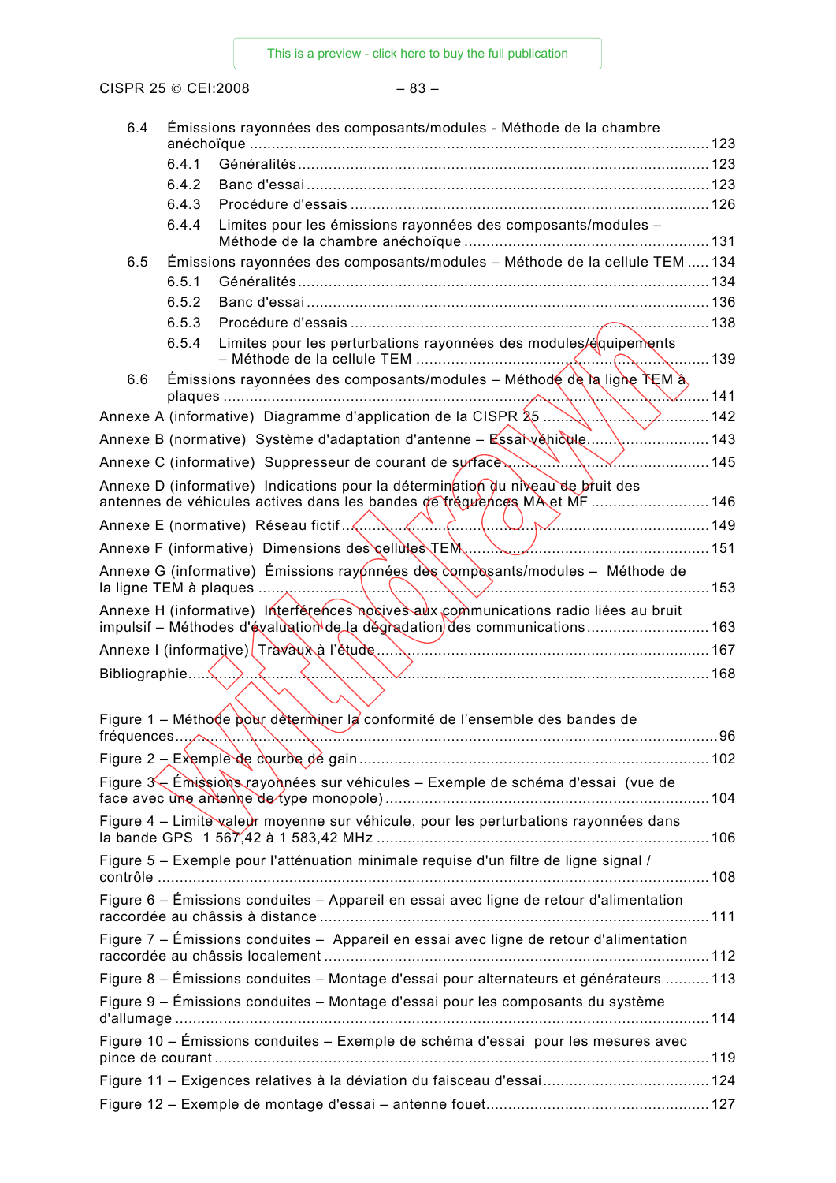6.4 Émissions rayonnées des composants/modules - Méthode de la chambre anéchoïque ........ 123

6.4.1 Généralités ........ 123

6.4.2 Banc d'essai ........ 123

6.4.3 Procédure d'essais ........ 126

6.4.4 Limites pour les émissions rayonnées des composants/modules – Méthode de la chambre anéchoïque ........ 131

6.5 Émissions rayonnées des composants/modules – Méthode de la cellule TEM ........ 134

6.5.1 Généralités ........ 134

6.5.2 Banc d'essai ........ 136

6.5.3 Procédure d'essais ........ 138

6.5.4 Limites pour les perturbations rayonnées des modules/équipements – Méthode de la cellule TEM ........ 139

6.6 Émissions rayonnées des composants/modules – Méthode de la ligne TEM à plaques ........ 141

Annexe A (informative) Diagramme d'application de la CISPR 25 ........ 142

Annexe B (normative) Système d'adaptation d'antenne – Essai véhicule ........ 143

Annexe C (informative) Suppresseur de courant de surface ........ 145

Annexe D (informative) Indications pour la détermination du niveau de bruit des antennes de véhicules actives dans les bandes de fréquences MA et MF ........ 146

Annexe E (normative) Réseau fictif ........ 149

Annexe F (informative) Dimensions des cellules TEM ........ 151

Annexe G (informative) Émissions rayonnées des composants/modules – Méthode de la ligne TEM à plaques ........ 153

Annexe H (informative) Interférences nocives aux communications radio liées au bruit impulsif – Méthodes d'évaluation de la dégradation des communications ........ 163

Annexe I (informative) Travaux à l'étude ........ 167

Bibliographie ........ 168

Figure 1 – Méthode pour déterminer la conformité de l'ensemble des bandes de fréquences ........ 96

Figure 2 – Exemple de courbe de gain ........ 102

Figure 3 – Émissions rayonnées sur véhicules – Exemple de schéma d'essai (vue de face avec une antenne de type monopole) ........ 104

Figure 4 – Limite valeur moyenne sur véhicule, pour les perturbations rayonnées dans la bande GPS 1 567,42 à 1 583,42 MHz ........ 106

Figure 5 – Exemple pour l'atténuation minimale requise d'un filtre de ligne signal / contrôle ........ 108

Figure 6 – Émissions conduites – Appareil en essai avec ligne de retour d'alimentation raccordée au châssis à distance ........ 111

Figure 7 – Émissions conduites – Appareil en essai avec ligne de retour d'alimentation raccordée au châssis localement ........ 112

Figure 8 – Émissions conduites – Montage d'essai pour alternateurs et générateurs ........ 113

Figure 9 – Émissions conduites – Montage d'essai pour les composants du système d'allumage ........ 114

Figure 10 – Émissions conduites – Exemple de schéma d'essai pour les mesures avec pince de courant ........ 119

Figure 11 – Exigences relatives à la déviation du faisceau d'essai ........ 124

Figure 12 – Exemple de montage d'essai – antenne fouet ........ 127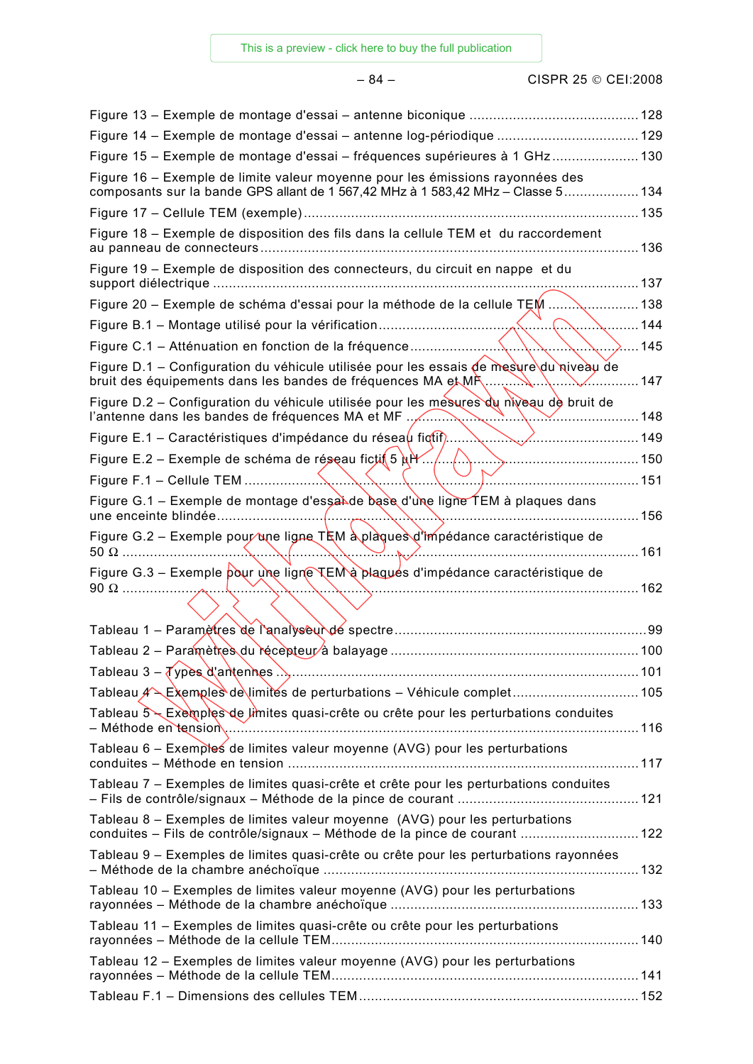Figure 13 – Exemple de montage d'essai – antenne biconique ........................................... 128

Figure 14 – Exemple de montage d'essai – antenne log-périodique .................................... 129

Figure 15 – Exemple de montage d'essai – fréquences supérieures à 1 GHz ...................... 130

Figure 16 – Exemple de limite valeur moyenne pour les émissions rayonnées des composants sur la bande GPS allant de 1 567,42 MHz à 1 583,42 MHz – Classe 5 ................... 134

Figure 17 – Cellule TEM (exemple) ..................................................................................... 135

Figure 18 – Exemple de disposition des fils dans la cellule TEM et du raccordement au panneau de connecteurs ................................................................................................... 136

Figure 19 – Exemple de disposition des connecteurs, du circuit en nappe et du support diélectrique .............................................................................................................. 137

Figure 20 – Exemple de schéma d'essai pour la méthode de la cellule TEM ........................ 138

Figure B.1 – Montage utilisé pour la vérification ................................................................. 144

Figure C.1 – Atténuation en fonction de la fréquence .......................................................... 145

Figure D.1 – Configuration du véhicule utilisée pour les essais de mesure du niveau de bruit des équipements dans les bandes de fréquences MA et MF ........................................ 147

Figure D.2 – Configuration du véhicule utilisée pour les mesures du niveau de bruit de l'antenne dans les bandes de fréquences MA et MF ............................................................ 148

Figure E.1 – Caractéristiques d'impédance du réseau fictif .................................................. 149

Figure E.2 – Exemple de schéma de réseau fictif 5 µH ....................................................... 150

Figure F.1 – Cellule TEM .................................................................................................... 151

Figure G.1 – Exemple de montage d'essai de base d'une ligne TEM à plaques dans une enceinte blindée ............................................................................................................ 156

Figure G.2 – Exemple pour une ligne TEM à plaques d'impédance caractéristique de 50 Ω ...................................................................................................................................... 161

Figure G.3 – Exemple pour une ligne TEM à plaques d'impédance caractéristique de 90 Ω ...................................................................................................................................... 162

Tableau 1 – Paramètres de l'analyseur de spectre ................................................................ 99

Tableau 2 – Paramètres du récepteur à balayage ................................................................ 100

Tableau 3 – Types d'antennes ............................................................................................. 101

Tableau 4 – Exemples de limites de perturbations – Véhicule complet ................................ 105

Tableau 5 – Exemples de limites quasi-crête ou crête pour les perturbations conduites – Méthode en tension .......................................................................................................... 116

Tableau 6 – Exemples de limites valeur moyenne (AVG) pour les perturbations conduites – Méthode en tension ........................................................................................ 117

Tableau 7 – Exemples de limites quasi-crête et crête pour les perturbations conduites – Fils de contrôle/signaux – Méthode de la pince de courant ............................................... 121

Tableau 8 – Exemples de limites valeur moyenne (AVG) pour les perturbations conduites – Fils de contrôle/signaux – Méthode de la pince de courant ............................... 122

Tableau 9 – Exemples de limites quasi-crête ou crête pour les perturbations rayonnées – Méthode de la chambre anéchoïque ................................................................................ 132

Tableau 10 – Exemples de limites valeur moyenne (AVG) pour les perturbations rayonnées – Méthode de la chambre anéchoïque ............................................................... 133

Tableau 11 – Exemples de limites quasi-crête ou crête pour les perturbations rayonnées – Méthode de la cellule TEM ............................................................................... 140

Tableau 12 – Exemples de limites valeur moyenne (AVG) pour les perturbations rayonnées – Méthode de la cellule TEM ............................................................................... 141

Tableau F.1 – Dimensions des cellules TEM ....................................................................... 152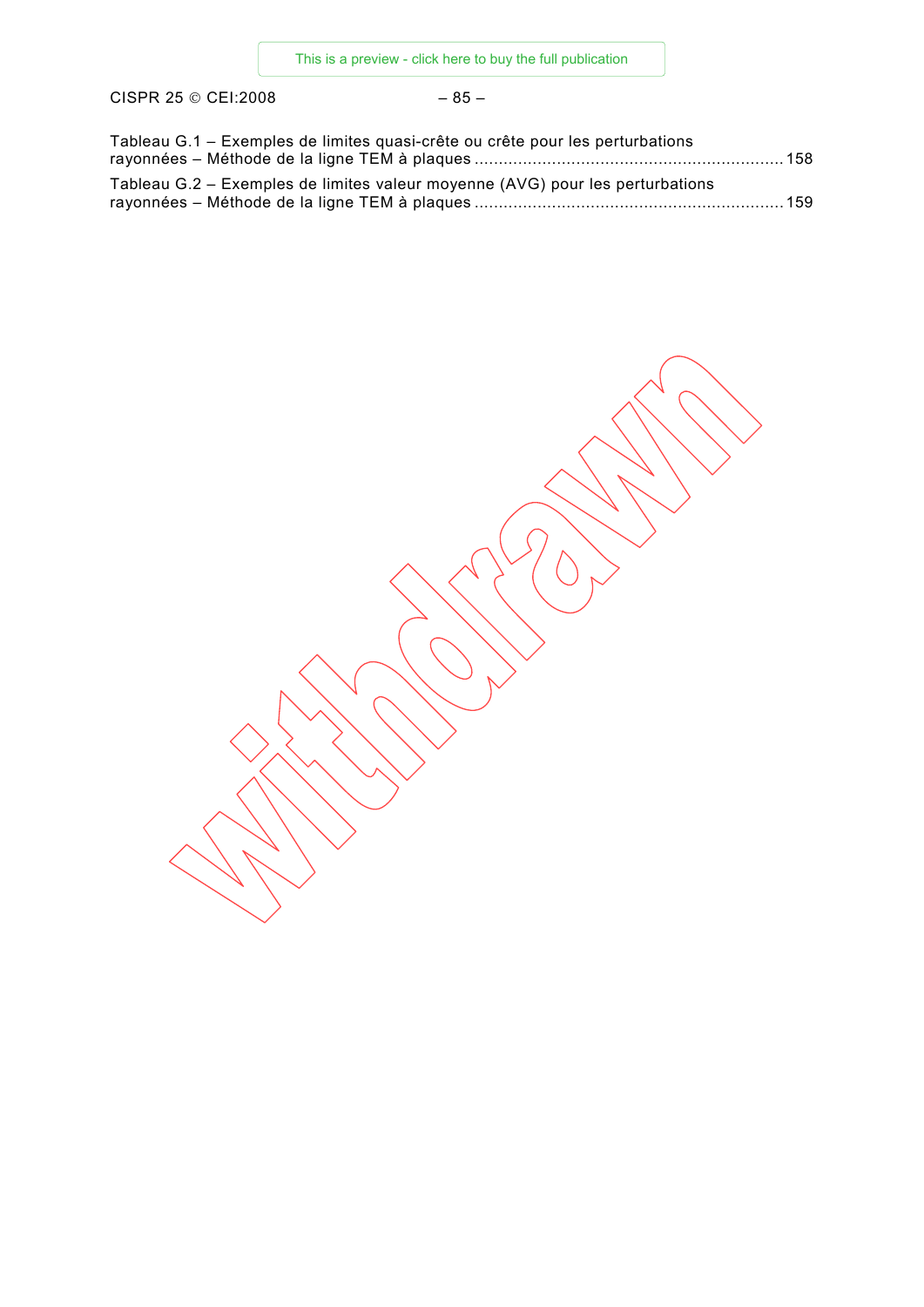Tableau G.1 – Exemples de limites quasi-crête ou crête pour les perturbations rayonnées – Méthode de la ligne TEM à plaques ............................................................. 158

Tableau G.2 – Exemples de limites valeur moyenne (AVG) pour les perturbations rayonnées – Méthode de la ligne TEM à plaques ............................................................. 159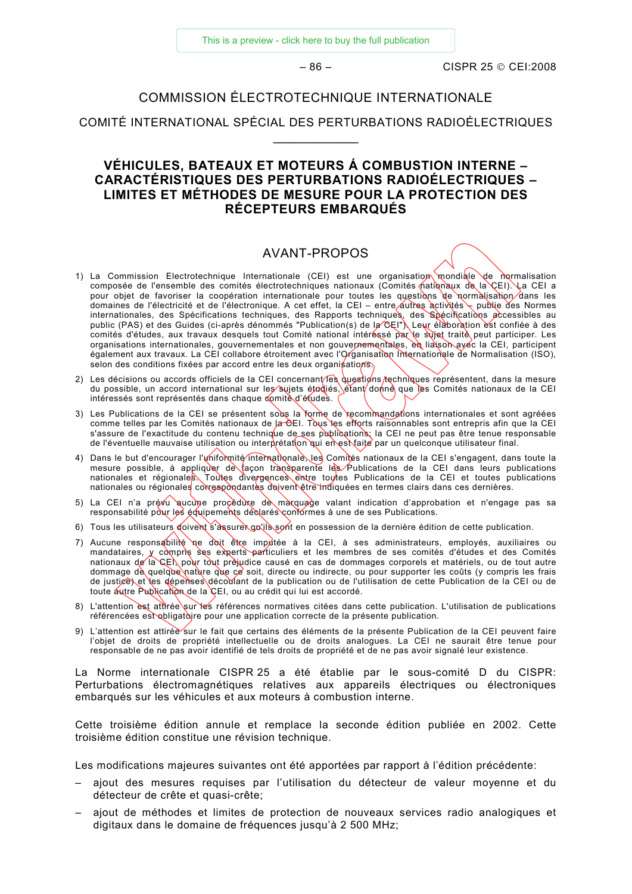COMMISSION ÉLECTROTECHNIQUE INTERNATIONALE

COMITÉ INTERNATIONAL SPÉCIAL DES PERTURBATIONS RADIOÉLECTRIQUES

---

# VÉHICULES, BATEAUX ET MOTEURS Á COMBUSTION INTERNE – CARACTÉRISTIQUES DES PERTURBATIONS RADIOÉLECTRIQUES – LIMITES ET MÉTHODES DE MESURE POUR LA PROTECTION DES RÉCEPTEURS EMBARQUÉS

## AVANT-PROPOS

1) La Commission Electrotechnique Internationale (CEI) est une organisation mondiale de normalisation composée de l'ensemble des comités électrotechniques nationaux (Comités nationaux de la CEI). La CEI a pour objet de favoriser la coopération internationale pour toutes les questions de normalisation dans les domaines de l'électricité et de l'électronique. A cet effet, la CEI – entre autres activités – publie des Normes internationales, des Spécifications techniques, des Rapports techniques, des Spécifications accessibles au public (PAS) et des Guides (ci-après dénommés "Publication(s) de la CEI"). Leur élaboration est confiée à des comités d'études, aux travaux desquels tout Comité national intéressé par le sujet traité peut participer. Les organisations internationales, gouvernementales et non gouvernementales, en liaison avec la CEI, participent également aux travaux. La CEI collabore étroitement avec l'Organisation Internationale de Normalisation (ISO), selon des conditions fixées par accord entre les deux organisations.

2) Les décisions ou accords officiels de la CEI concernant les questions techniques représentent, dans la mesure du possible, un accord international sur les sujets étudiés, étant donné que les Comités nationaux de la CEI intéressés sont représentés dans chaque comité d'études.

3) Les Publications de la CEI se présentent sous la forme de recommandations internationales et sont agréées comme telles par les Comités nationaux de la CEI. Tous les efforts raisonnables sont entrepris afin que la CEI s'assure de l'exactitude du contenu technique de ses publications; la CEI ne peut pas être tenue responsable de l'éventuelle mauvaise utilisation ou interprétation qui en est faite par un quelconque utilisateur final.

4) Dans le but d'encourager l'uniformité internationale, les Comités nationaux de la CEI s'engagent, dans toute la mesure possible, à appliquer de façon transparente les Publications de la CEI dans leurs publications nationales et régionales. Toutes divergences entre toutes Publications de la CEI et toutes publications nationales ou régionales correspondantes doivent être indiquées en termes clairs dans ces dernières.

5) La CEI n'a prévu aucune procédure de marquage valant indication d'approbation et n'engage pas sa responsabilité pour les équipements déclarés conformes à une de ses Publications.

6) Tous les utilisateurs doivent s'assurer qu'ils sont en possession de la dernière édition de cette publication.

7) Aucune responsabilité ne doit être imputée à la CEI, à ses administrateurs, employés, auxiliaires ou mandataires, y compris ses experts particuliers et les membres de ses comités d'études et des Comités nationaux de la CEI, pour tout préjudice causé en cas de dommages corporels et matériels, ou de tout autre dommage de quelque nature que ce soit, directe ou indirecte, ou pour supporter les coûts (y compris les frais de justice) et les dépenses découlant de la publication ou de l'utilisation de cette Publication de la CEI ou de toute autre Publication de la CEI, ou au crédit qui lui est accordé.

8) L'attention est attirée sur les références normatives citées dans cette publication. L'utilisation de publications référencées est obligatoire pour une application correcte de la présente publication.

9) L'attention est attirée sur le fait que certains des éléments de la présente Publication de la CEI peuvent faire l'objet de droits de propriété intellectuelle ou de droits analogues. La CEI ne saurait être tenue pour responsable de ne pas avoir identifié de tels droits de propriété et de ne pas avoir signalé leur existence.

La Norme internationale CISPR 25 a été établie par le sous-comité D du CISPR: Perturbations électromagnétiques relatives aux appareils électriques ou électroniques embarqués sur les véhicules et aux moteurs à combustion interne.

Cette troisième édition annule et remplace la seconde édition publiée en 2002. Cette troisième édition constitue une révision technique.

Les modifications majeures suivantes ont été apportées par rapport à l'édition précédente:

– ajout des mesures requises par l'utilisation du détecteur de valeur moyenne et du détecteur de crête et quasi-crête;

– ajout de méthodes et limites de protection de nouveaux services radio analogiques et digitaux dans le domaine de fréquences jusqu'à 2 500 MHz;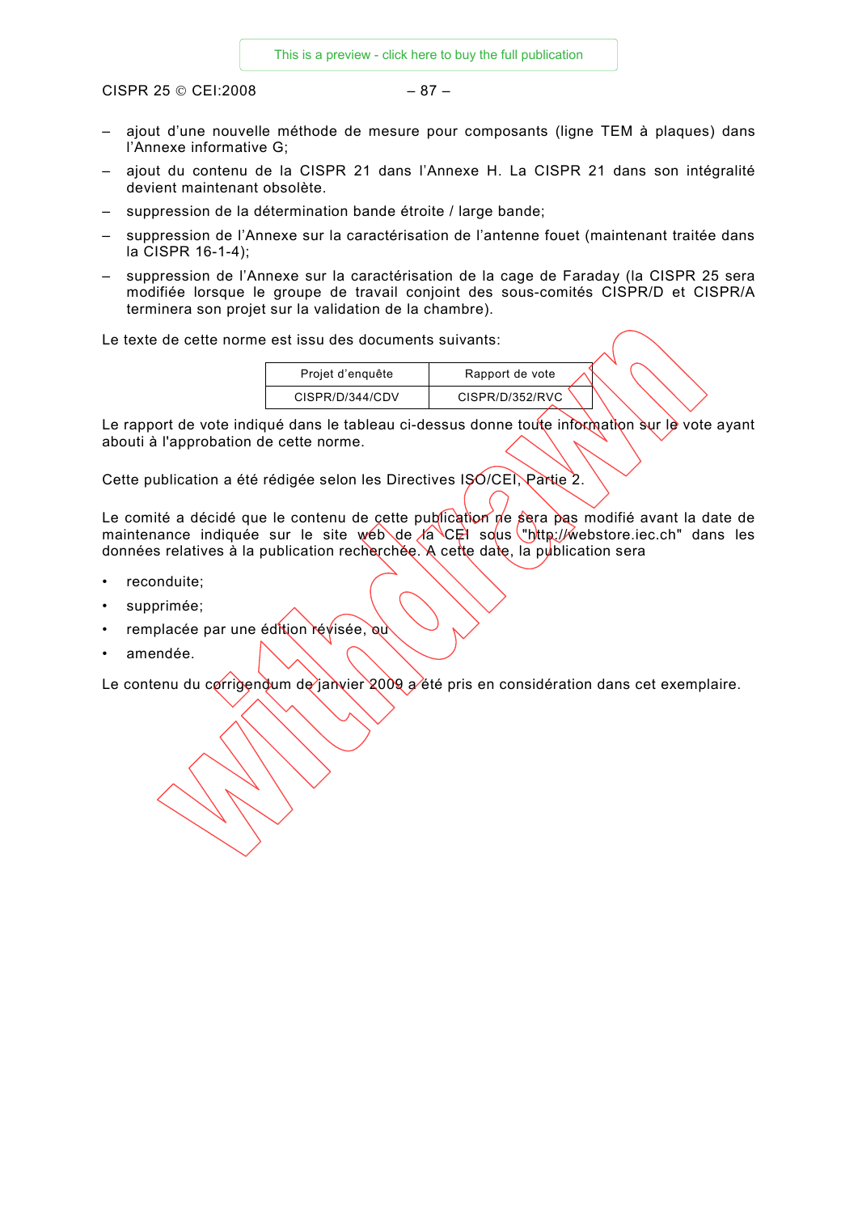– ajout d'une nouvelle méthode de mesure pour composants (ligne TEM à plaques) dans l'Annexe informative G;
– ajout du contenu de la CISPR 21 dans l'Annexe H. La CISPR 21 dans son intégralité devient maintenant obsolète.
– suppression de la détermination bande étroite / large bande;
– suppression de l'Annexe sur la caractérisation de l'antenne fouet (maintenant traitée dans la CISPR 16-1-4);
– suppression de l'Annexe sur la caractérisation de la cage de Faraday (la CISPR 25 sera modifiée lorsque le groupe de travail conjoint des sous-comités CISPR/D et CISPR/A terminera son projet sur la validation de la chambre).

Le texte de cette norme est issu des documents suivants:

| Projet d'enquête | Rapport de vote |
|---|---|
| CISPR/D/344/CDV | CISPR/D/352/RVC |

Le rapport de vote indiqué dans le tableau ci-dessus donne toute information sur le vote ayant abouti à l'approbation de cette norme.

Cette publication a été rédigée selon les Directives ISO/CEI, Partie 2.

Le comité a décidé que le contenu de cette publication ne sera pas modifié avant la date de maintenance indiquée sur le site web de la CEI sous "http://webstore.iec.ch" dans les données relatives à la publication recherchée. A cette date, la publication sera

- reconduite;
- supprimée;
- remplacée par une édition révisée, ou
- amendée.

Le contenu du corrigendum de janvier 2009 a été pris en considération dans cet exemplaire.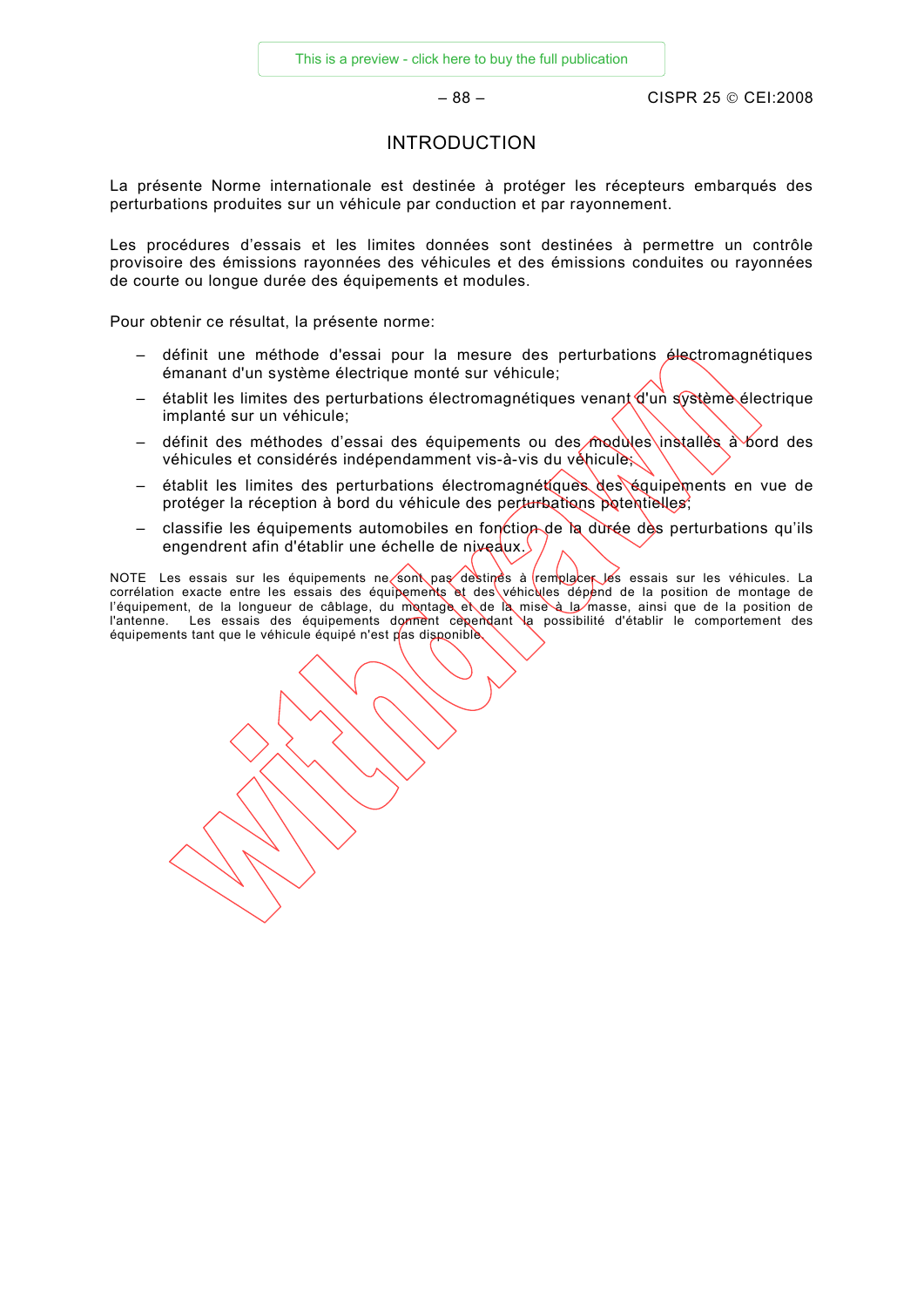# INTRODUCTION

La présente Norme internationale est destinée à protéger les récepteurs embarqués des perturbations produites sur un véhicule par conduction et par rayonnement.

Les procédures d'essais et les limites données sont destinées à permettre un contrôle provisoire des émissions rayonnées des véhicules et des émissions conduites ou rayonnées de courte ou longue durée des équipements et modules.

Pour obtenir ce résultat, la présente norme:

- définit une méthode d'essai pour la mesure des perturbations électromagnétiques émanant d'un système électrique monté sur véhicule;
- établit les limites des perturbations électromagnétiques venant d'un système électrique implanté sur un véhicule;
- définit des méthodes d'essai des équipements ou des modules installés à bord des véhicules et considérés indépendamment vis-à-vis du véhicule;
- établit les limites des perturbations électromagnétiques des équipements en vue de protéger la réception à bord du véhicule des perturbations potentielles;
- classifie les équipements automobiles en fonction de la durée des perturbations qu'ils engendrent afin d'établir une échelle de niveaux.

NOTE Les essais sur les équipements ne sont pas destinés à remplacer les essais sur les véhicules. La corrélation exacte entre les essais des équipements et des véhicules dépend de la position de montage de l'équipement, de la longueur de câblage, du montage et de la mise à la masse, ainsi que de la position de l'antenne. Les essais des équipements donnent cependant la possibilité d'établir le comportement des équipements tant que le véhicule équipé n'est pas disponible.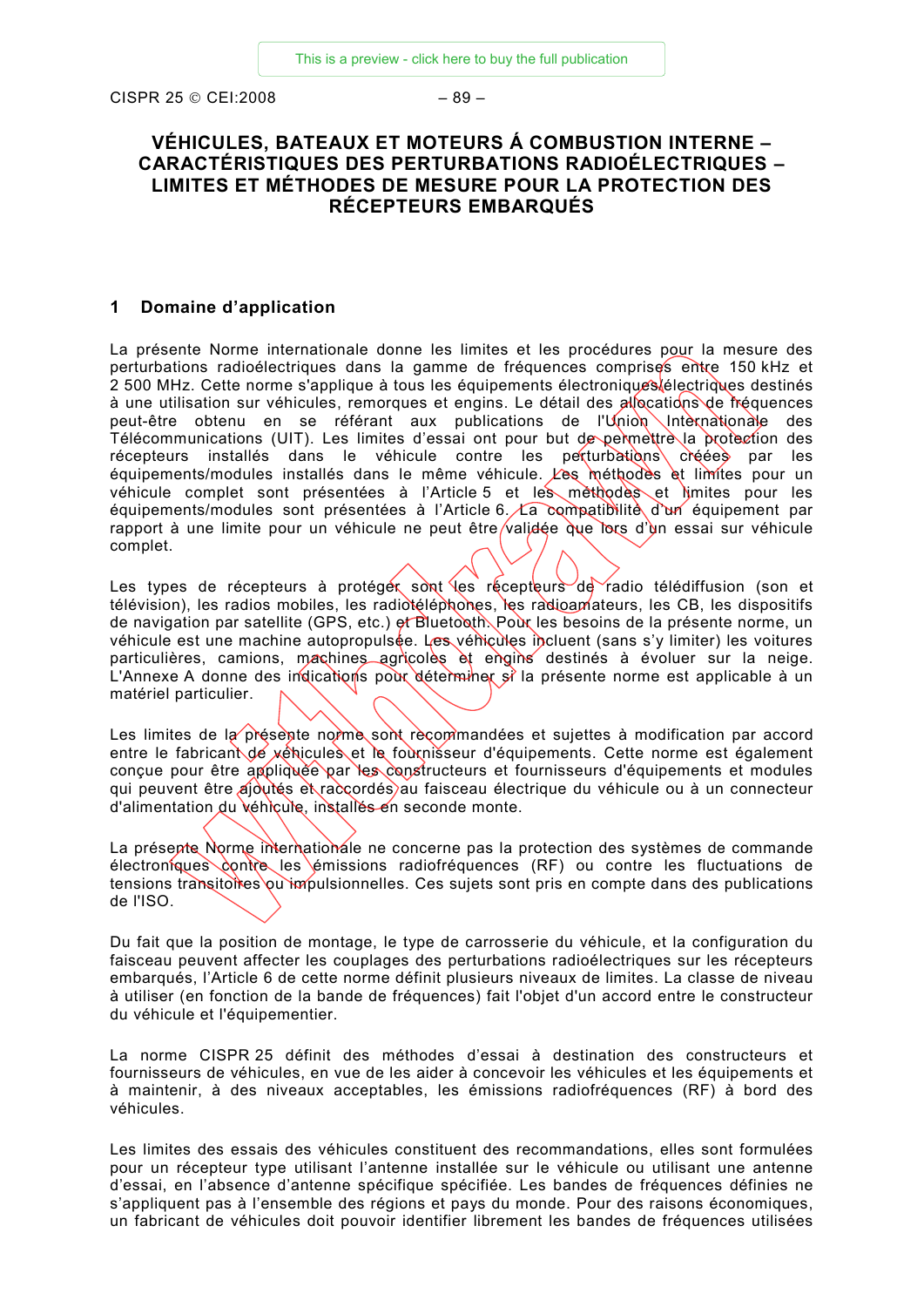# VÉHICULES, BATEAUX ET MOTEURS Á COMBUSTION INTERNE – CARACTÉRISTIQUES DES PERTURBATIONS RADIOÉLECTRIQUES – LIMITES ET MÉTHODES DE MESURE POUR LA PROTECTION DES RÉCEPTEURS EMBARQUÉS

## 1 Domaine d'application

La présente Norme internationale donne les limites et les procédures pour la mesure des perturbations radioélectriques dans la gamme de fréquences comprises entre 150 kHz et 2 500 MHz. Cette norme s'applique à tous les équipements électroniques/électriques destinés à une utilisation sur véhicules, remorques et engins. Le détail des allocations de fréquences peut-être obtenu en se référant aux publications de l'Union Internationale des Télécommunications (UIT). Les limites d'essai ont pour but de permettre la protection des récepteurs installés dans le véhicule contre les perturbations créées par les équipements/modules installés dans le même véhicule. Les méthodes et limites pour un véhicule complet sont présentées à l'Article 5 et les méthodes et limites pour les équipements/modules sont présentées à l'Article 6. La compatibilité d'un équipement par rapport à une limite pour un véhicule ne peut être validée que lors d'un essai sur véhicule complet.

Les types de récepteurs à protéger sont les récepteurs de radio télédiffusion (son et télévision), les radios mobiles, les radiotéléphones, les radioamateurs, les CB, les dispositifs de navigation par satellite (GPS, etc.) et Bluetooth. Pour les besoins de la présente norme, un véhicule est une machine autopropulsée. Les véhicules incluent (sans s'y limiter) les voitures particulières, camions, machines agricoles et engins destinés à évoluer sur la neige. L'Annexe A donne des indications pour déterminer si la présente norme est applicable à un matériel particulier.

Les limites de la présente norme sont recommandées et sujettes à modification par accord entre le fabricant de véhicules et le fournisseur d'équipements. Cette norme est également conçue pour être appliquée par les constructeurs et fournisseurs d'équipements et modules qui peuvent être ajoutés et raccordés au faisceau électrique du véhicule ou à un connecteur d'alimentation du véhicule, installés en seconde monte.

La présente Norme internationale ne concerne pas la protection des systèmes de commande électroniques contre les émissions radiofréquences (RF) ou contre les fluctuations de tensions transitoires ou impulsionnelles. Ces sujets sont pris en compte dans des publications de l'ISO.

Du fait que la position de montage, le type de carrosserie du véhicule, et la configuration du faisceau peuvent affecter les couplages des perturbations radioélectriques sur les récepteurs embarqués, l'Article 6 de cette norme définit plusieurs niveaux de limites. La classe de niveau à utiliser (en fonction de la bande de fréquences) fait l'objet d'un accord entre le constructeur du véhicule et l'équipementier.

La norme CISPR 25 définit des méthodes d'essai à destination des constructeurs et fournisseurs de véhicules, en vue de les aider à concevoir les véhicules et les équipements et à maintenir, à des niveaux acceptables, les émissions radiofréquences (RF) à bord des véhicules.

Les limites des essais des véhicules constituent des recommandations, elles sont formulées pour un récepteur type utilisant l'antenne installée sur le véhicule ou utilisant une antenne d'essai, en l'absence d'antenne spécifique spécifiée. Les bandes de fréquences définies ne s'appliquent pas à l'ensemble des régions et pays du monde. Pour des raisons économiques, un fabricant de véhicules doit pouvoir identifier librement les bandes de fréquences utilisées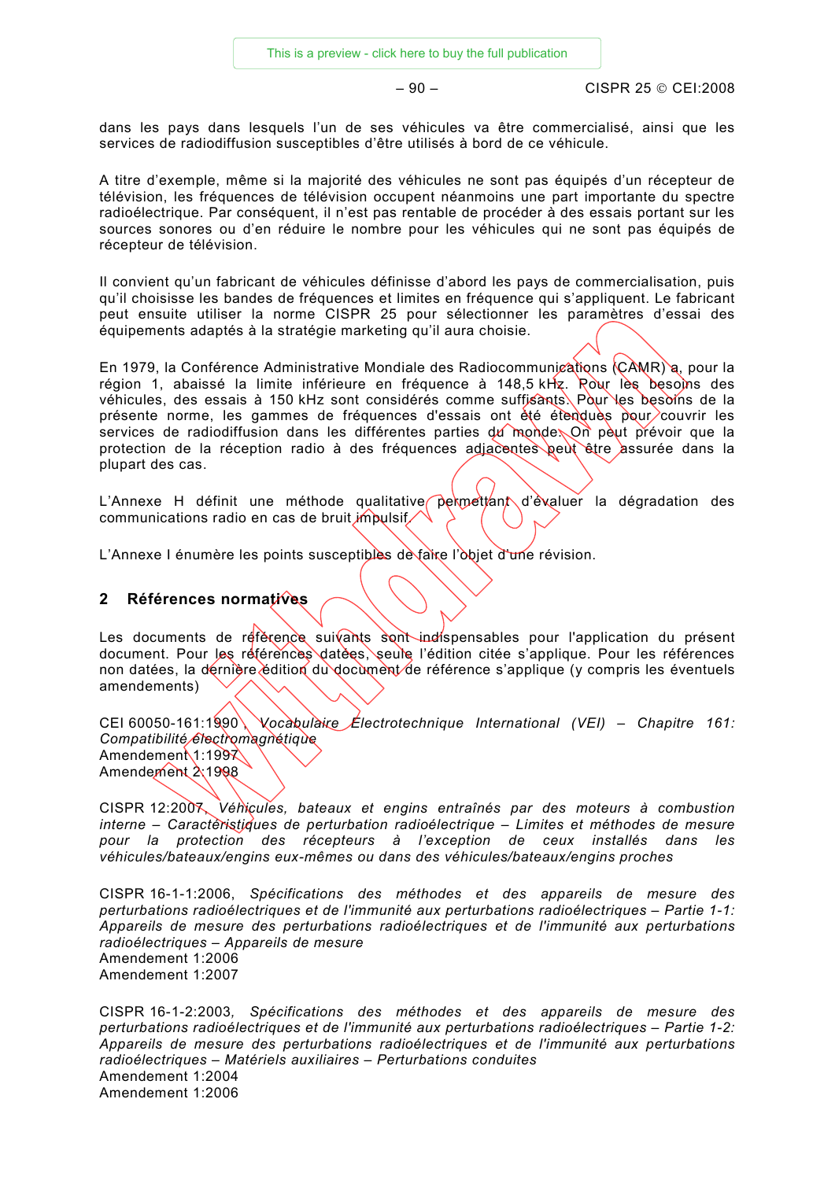dans les pays dans lesquels l'un de ses véhicules va être commercialisé, ainsi que les services de radiodiffusion susceptibles d'être utilisés à bord de ce véhicule.

A titre d'exemple, même si la majorité des véhicules ne sont pas équipés d'un récepteur de télévision, les fréquences de télévision occupent néanmoins une part importante du spectre radioélectrique. Par conséquent, il n'est pas rentable de procéder à des essais portant sur les sources sonores ou d'en réduire le nombre pour les véhicules qui ne sont pas équipés de récepteur de télévision.

Il convient qu'un fabricant de véhicules définisse d'abord les pays de commercialisation, puis qu'il choisisse les bandes de fréquences et limites en fréquence qui s'appliquent. Le fabricant peut ensuite utiliser la norme CISPR 25 pour sélectionner les paramètres d'essai des équipements adaptés à la stratégie marketing qu'il aura choisie.

En 1979, la Conférence Administrative Mondiale des Radiocommunications (CAMR) a, pour la région 1, abaissé la limite inférieure en fréquence à 148,5 kHz. Pour les besoins des véhicules, des essais à 150 kHz sont considérés comme suffisants. Pour les besoins de la présente norme, les gammes de fréquences d'essais ont été étendues pour couvrir les services de radiodiffusion dans les différentes parties du monde. On peut prévoir que la protection de la réception radio à des fréquences adjacentes peut être assurée dans la plupart des cas.

L'Annexe H définit une méthode qualitative permettant d'évaluer la dégradation des communications radio en cas de bruit impulsif.

L'Annexe I énumère les points susceptibles de faire l'objet d'une révision.

## 2 Références normatives

Les documents de référence suivants sont indispensables pour l'application du présent document. Pour les références datées, seule l'édition citée s'applique. Pour les références non datées, la dernière édition du document de référence s'applique (y compris les éventuels amendements)

CEI 60050-161:1990, *Vocabulaire Electrotechnique International (VEI) – Chapitre 161: Compatibilité électromagnétique*
Amendement 1:1997
Amendement 2:1998

CISPR 12:2007, *Véhicules, bateaux et engins entraînés par des moteurs à combustion interne – Caractéristiques de perturbation radioélectrique – Limites et méthodes de mesure pour la protection des récepteurs à l'exception de ceux installés dans les véhicules/bateaux/engins eux-mêmes ou dans des véhicules/bateaux/engins proches*

CISPR 16-1-1:2006, *Spécifications des méthodes et des appareils de mesure des perturbations radioélectriques et de l'immunité aux perturbations radioélectriques – Partie 1-1: Appareils de mesure des perturbations radioélectriques et de l'immunité aux perturbations radioélectriques – Appareils de mesure*
Amendement 1:2006
Amendement 1:2007

CISPR 16-1-2:2003, *Spécifications des méthodes et des appareils de mesure des perturbations radioélectriques et de l'immunité aux perturbations radioélectriques – Partie 1-2: Appareils de mesure des perturbations radioélectriques et de l'immunité aux perturbations radioélectriques – Matériels auxiliaires – Perturbations conduites*
Amendement 1:2004
Amendement 1:2006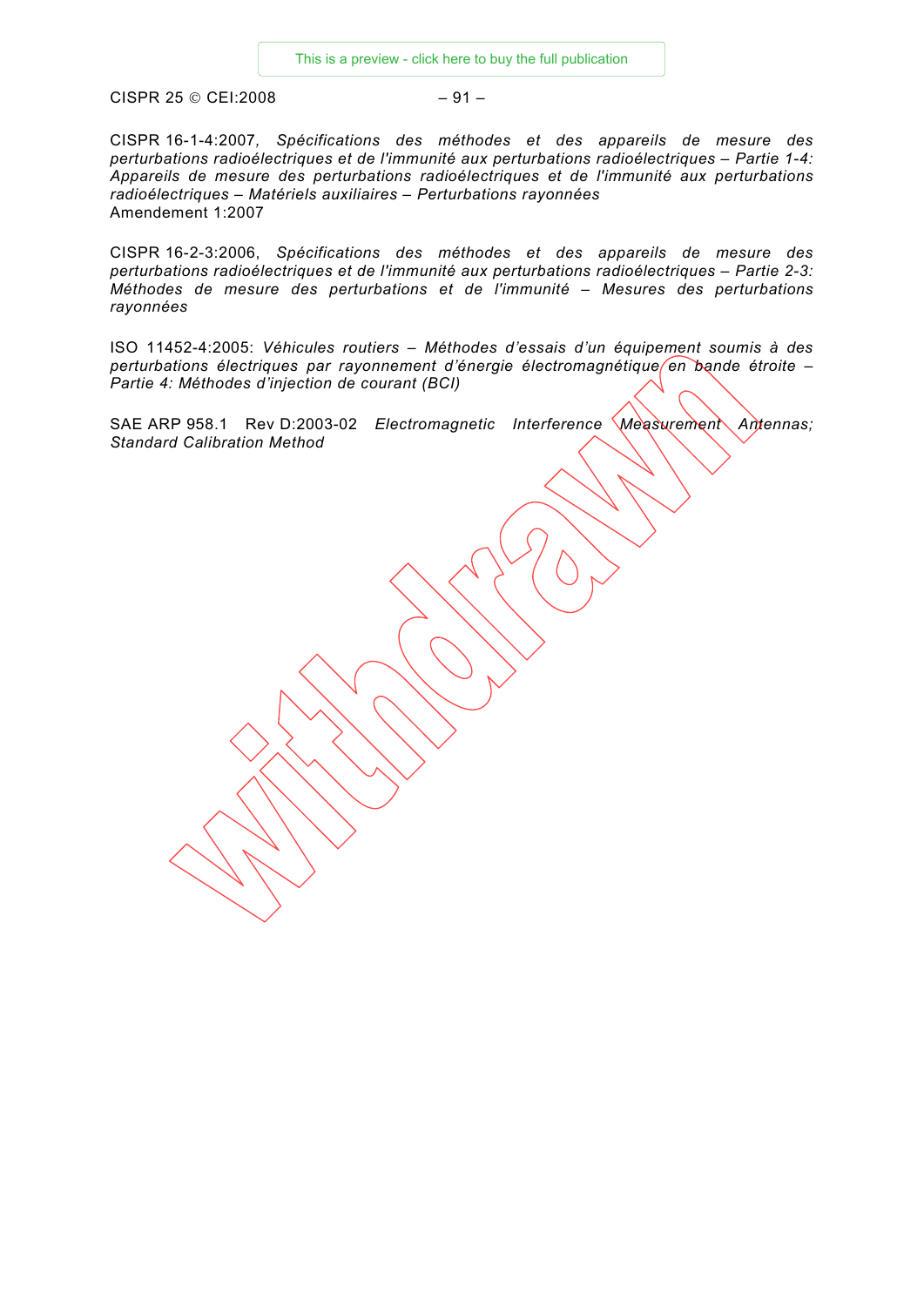CISPR 16-1-4:2007, *Spécifications des méthodes et des appareils de mesure des perturbations radioélectriques et de l'immunité aux perturbations radioélectriques – Partie 1-4: Appareils de mesure des perturbations radioélectriques et de l'immunité aux perturbations radioélectriques – Matériels auxiliaires – Perturbations rayonnées*
Amendement 1:2007

CISPR 16-2-3:2006, *Spécifications des méthodes et des appareils de mesure des perturbations radioélectriques et de l'immunité aux perturbations radioélectriques – Partie 2-3: Méthodes de mesure des perturbations et de l'immunité – Mesures des perturbations rayonnées*

ISO 11452-4:2005: *Véhicules routiers – Méthodes d'essais d'un équipement soumis à des perturbations électriques par rayonnement d'énergie électromagnétique en bande étroite – Partie 4: Méthodes d'injection de courant (BCI)*

SAE ARP 958.1 Rev D:2003-02 *Electromagnetic Interference Measurement Antennas; Standard Calibration Method*